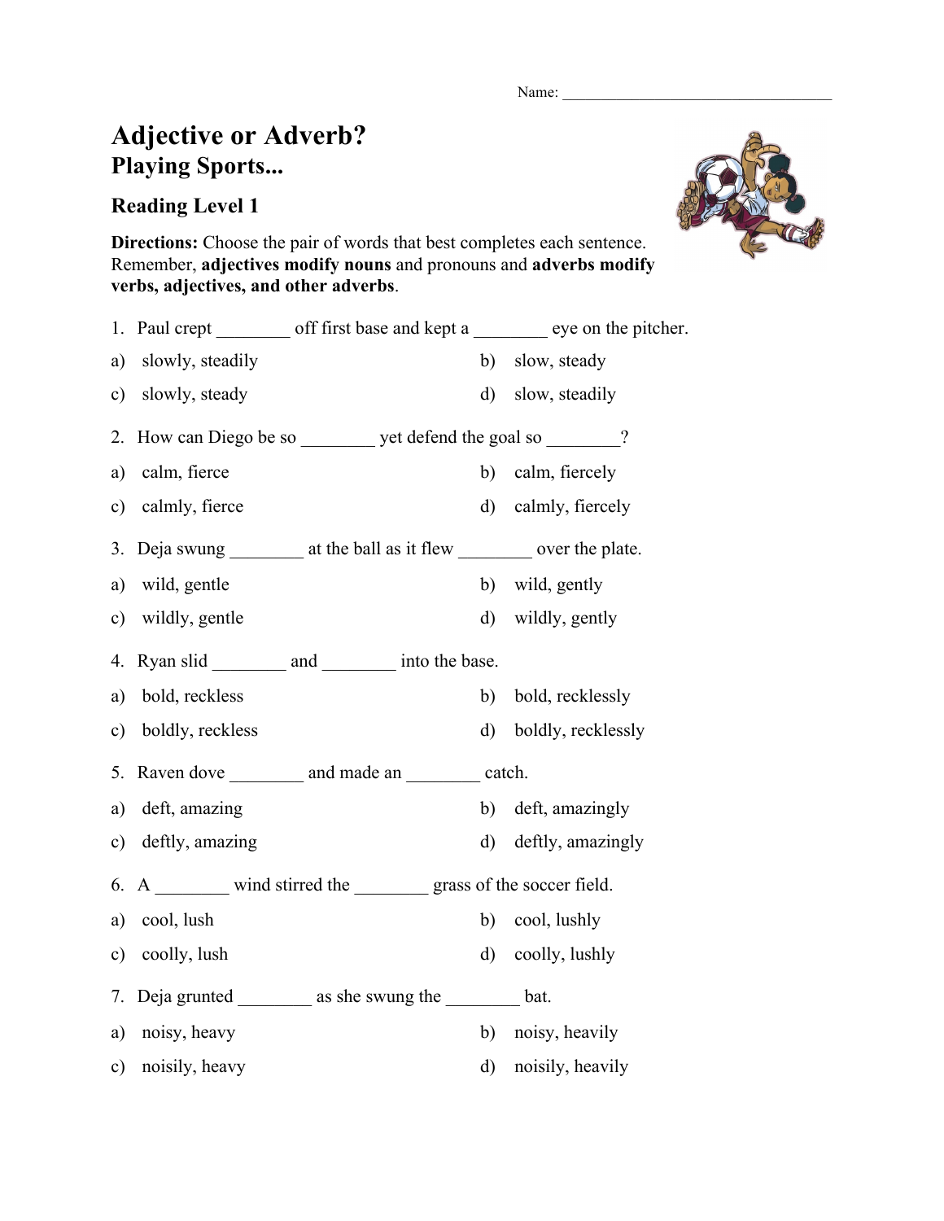Name: ___________________________________

# Adjective or Adverb?
## Playing Sports...

### Reading Level 1

**Directions:** Choose the pair of words that best completes each sentence. Remember, **adjectives modify nouns** and pronouns and **adverbs modify verbs, adjectives, and other adverbs**.

1. Paul crept ________ off first base and kept a ________ eye on the pitcher.

a) slowly, steadily
b) slow, steady
c) slowly, steady
d) slow, steadily

2. How can Diego be so ________ yet defend the goal so ________?

a) calm, fierce
b) calm, fiercely
c) calmly, fierce
d) calmly, fiercely

3. Deja swung ________ at the ball as it flew ________ over the plate.

a) wild, gentle
b) wild, gently
c) wildly, gentle
d) wildly, gently

4. Ryan slid ________ and ________ into the base.

a) bold, reckless
b) bold, recklessly
c) boldly, reckless
d) boldly, recklessly

5. Raven dove ________ and made an ________ catch.

a) deft, amazing
b) deft, amazingly
c) deftly, amazing
d) deftly, amazingly

6. A ________ wind stirred the ________ grass of the soccer field.

a) cool, lush
b) cool, lushly
c) coolly, lush
d) coolly, lushly

7. Deja grunted ________ as she swung the ________ bat.

a) noisy, heavy
b) noisy, heavily
c) noisily, heavy
d) noisily, heavily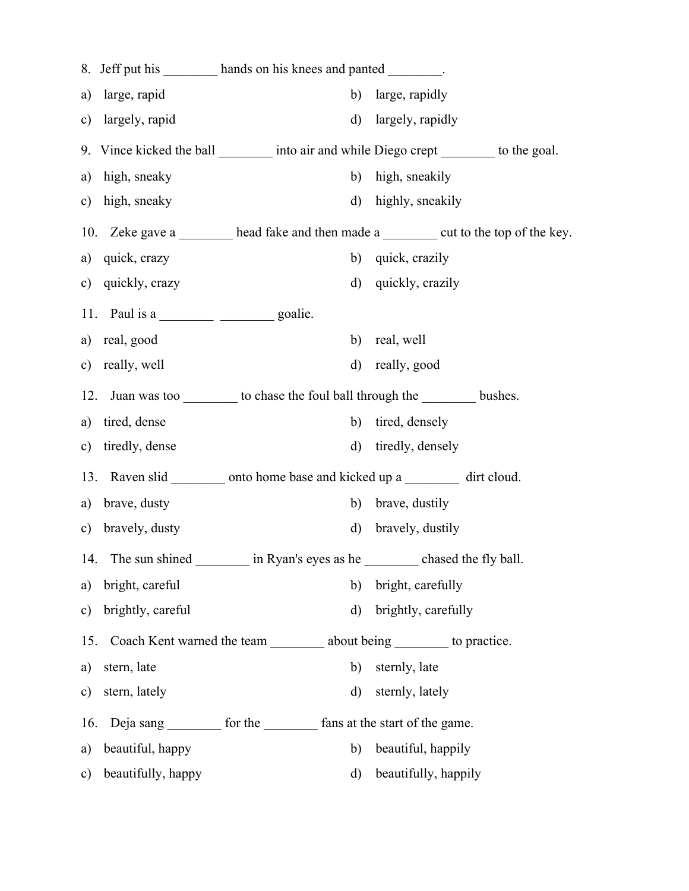8. Jeff put his ________ hands on his knees and panted ________.

a) large, rapid
b) large, rapidly
c) largely, rapid
d) largely, rapidly

9. Vince kicked the ball ________ into air and while Diego crept ________ to the goal.

a) high, sneaky
b) high, sneakily
c) high, sneaky
d) highly, sneakily

10. Zeke gave a ________ head fake and then made a ________ cut to the top of the key.

a) quick, crazy
b) quick, crazily
c) quickly, crazy
d) quickly, crazily

11. Paul is a ________ ________ goalie.

a) real, good
b) real, well
c) really, well
d) really, good

12. Juan was too ________ to chase the foul ball through the ________ bushes.

a) tired, dense
b) tired, densely
c) tiredly, dense
d) tiredly, densely

13. Raven slid ________ onto home base and kicked up a ________ dirt cloud.

a) brave, dusty
b) brave, dustily
c) bravely, dusty
d) bravely, dustily

14. The sun shined ________ in Ryan's eyes as he ________ chased the fly ball.

a) bright, careful
b) bright, carefully
c) brightly, careful
d) brightly, carefully

15. Coach Kent warned the team ________ about being ________ to practice.

a) stern, late
b) sternly, late
c) stern, lately
d) sternly, lately

16. Deja sang ________ for the ________ fans at the start of the game.

a) beautiful, happy
b) beautiful, happily
c) beautifully, happy
d) beautifully, happily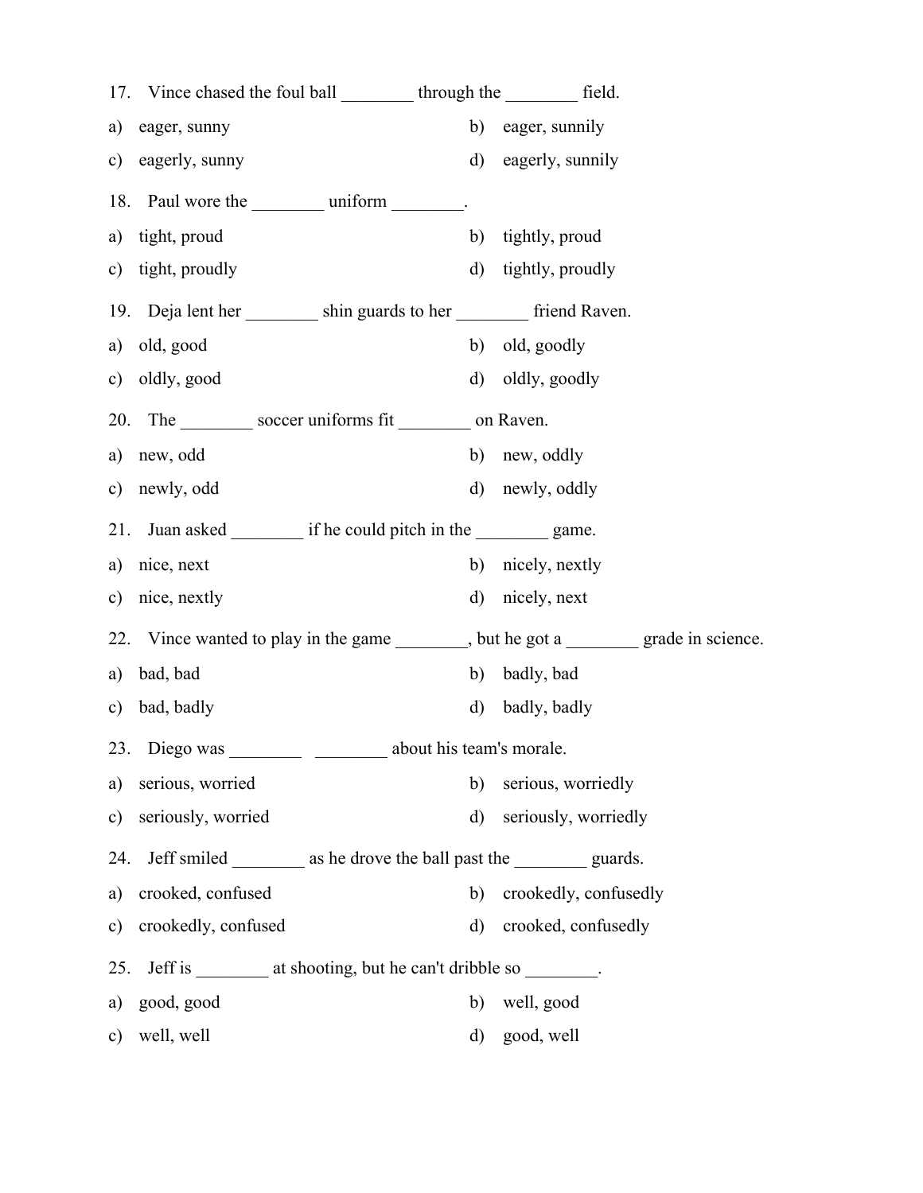17. Vince chased the foul ball ________ through the ________ field.

a) eager, sunny
b) eager, sunnily
c) eagerly, sunny
d) eagerly, sunnily

18. Paul wore the ________ uniform ________.

a) tight, proud
b) tightly, proud
c) tight, proudly
d) tightly, proudly

19. Deja lent her ________ shin guards to her ________ friend Raven.

a) old, good
b) old, goodly
c) oldly, good
d) oldly, goodly

20. The ________ soccer uniforms fit ________ on Raven.

a) new, odd
b) new, oddly
c) newly, odd
d) newly, oddly

21. Juan asked ________ if he could pitch in the ________ game.

a) nice, next
b) nicely, nextly
c) nice, nextly
d) nicely, next

22. Vince wanted to play in the game ________, but he got a ________ grade in science.

a) bad, bad
b) badly, bad
c) bad, badly
d) badly, badly

23. Diego was ________ ________ about his team's morale.

a) serious, worried
b) serious, worriedly
c) seriously, worried
d) seriously, worriedly

24. Jeff smiled ________ as he drove the ball past the ________ guards.

a) crooked, confused
b) crookedly, confusedly
c) crookedly, confused
d) crooked, confusedly

25. Jeff is ________ at shooting, but he can't dribble so ________.

a) good, good
b) well, good
c) well, well
d) good, well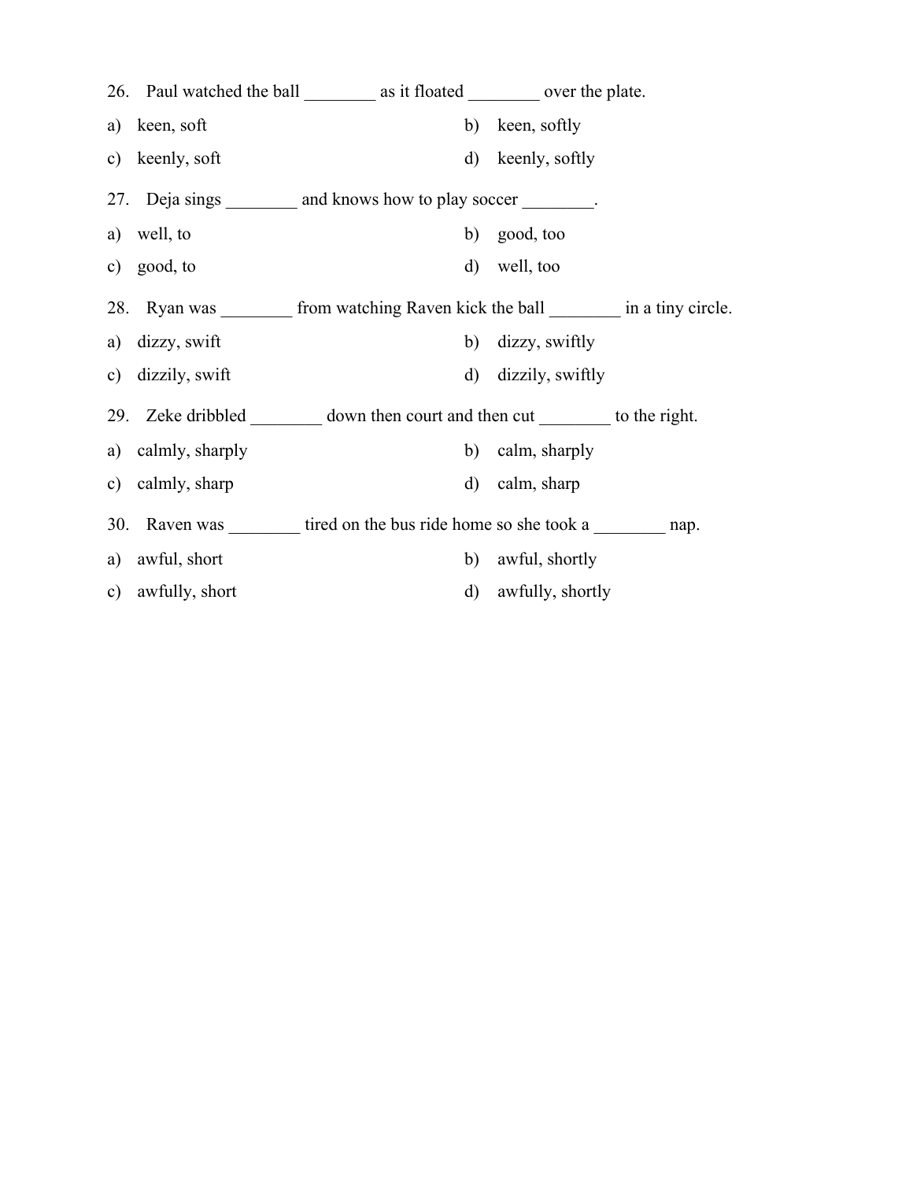26. Paul watched the ball ________ as it floated ________ over the plate.

a) keen, soft

b) keen, softly

c) keenly, soft

d) keenly, softly

27. Deja sings ________ and knows how to play soccer ________.

a) well, to

b) good, too

c) good, to

d) well, too

28. Ryan was ________ from watching Raven kick the ball ________ in a tiny circle.

a) dizzy, swift

b) dizzy, swiftly

c) dizzily, swift

d) dizzily, swiftly

29. Zeke dribbled ________ down then court and then cut ________ to the right.

a) calmly, sharply

b) calm, sharply

c) calmly, sharp

d) calm, sharp

30. Raven was ________ tired on the bus ride home so she took a ________ nap.

a) awful, short

b) awful, shortly

c) awfully, short

d) awfully, shortly